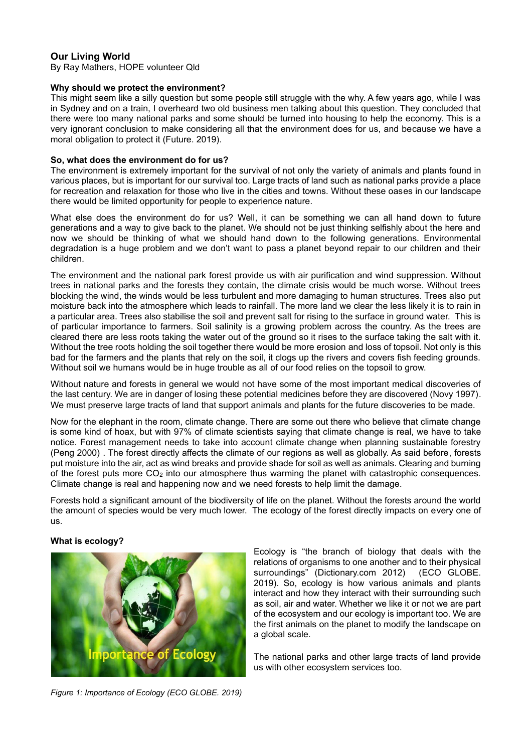# Our Living World

By Ray Mathers, HOPE volunteer Qld

### Why should we protect the environment?

This might seem like a silly question but some people still struggle with the why. A few years ago, while I was in Sydney and on a train, I overheard two old business men talking about this question. They concluded that there were too many national parks and some should be turned into housing to help the economy. This is a very ignorant conclusion to make considering all that the environment does for us, and because we have a moral obligation to protect it (Future. 2019).

### So, what does the environment do for us?

The environment is extremely important for the survival of not only the variety of animals and plants found in various places, but is important for our survival too. Large tracts of land such as national parks provide a place for recreation and relaxation for those who live in the cities and towns. Without these oases in our landscape there would be limited opportunity for people to experience nature.

What else does the environment do for us? Well, it can be something we can all hand down to future generations and a way to give back to the planet. We should not be just thinking selfishly about the here and now we should be thinking of what we should hand down to the following generations. Environmental degradation is a huge problem and we don't want to pass a planet beyond repair to our children and their children.

The environment and the national park forest provide us with air purification and wind suppression. Without trees in national parks and the forests they contain, the climate crisis would be much worse. Without trees blocking the wind, the winds would be less turbulent and more damaging to human structures. Trees also put moisture back into the atmosphere which leads to rainfall. The more land we clear the less likely it is to rain in a particular area. Trees also stabilise the soil and prevent salt for rising to the surface in ground water. This is of particular importance to farmers. Soil salinity is a growing problem across the country. As the trees are cleared there are less roots taking the water out of the ground so it rises to the surface taking the salt with it. Without the tree roots holding the soil together there would be more erosion and loss of topsoil. Not only is this bad for the farmers and the plants that rely on the soil, it clogs up the rivers and covers fish feeding grounds. Without soil we humans would be in huge trouble as all of our food relies on the topsoil to grow.

Without nature and forests in general we would not have some of the most important medical discoveries of the last century. We are in danger of losing these potential medicines before they are discovered (Novy 1997). We must preserve large tracts of land that support animals and plants for the future discoveries to be made.

Now for the elephant in the room, climate change. There are some out there who believe that climate change is some kind of hoax, but with 97% of climate scientists saying that climate change is real, we have to take notice. Forest management needs to take into account climate change when planning sustainable forestry (Peng 2000) . The forest directly affects the climate of our regions as well as globally. As said before, forests put moisture into the air, act as wind breaks and provide shade for soil as well as animals. Clearing and burning of the forest puts more $CO_2$ into our atmosphere thus warming the planet with catastrophic consequences. Climate change is real and happening now and we need forests to help limit the damage.

Forests hold a significant amount of the biodiversity of life on the planet. Without the forests around the world the amount of species would be very much lower. The ecology of the forest directly impacts on every one of us.

### What is ecology?

Ecology is "the branch of biology that deals with the relations of organisms to one another and to their physical surroundings" (Dictionary.com 2012) (ECO GLOBE. 2019). So, ecology is how various animals and plants interact and how they interact with their surrounding such as soil, air and water. Whether we like it or not we are part of the ecosystem and our ecology is important too. We are the first animals on the planet to modify the landscape on a global scale.

The national parks and other large tracts of land provide us with other ecosystem services too.

*Figure 1: Importance of Ecology (ECO GLOBE. 2019)*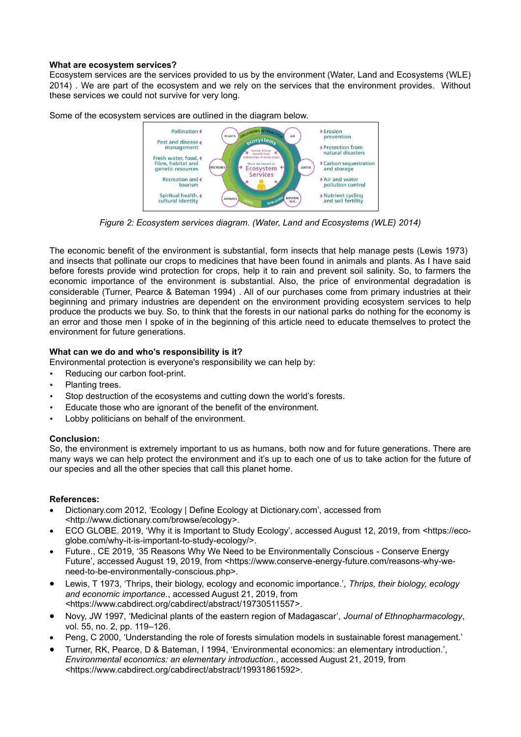**What are ecosystem services?**

Ecosystem services are the services provided to us by the environment (Water, Land and Ecosystems (WLE) 2014) . We are part of the ecosystem and we rely on the services that the environment provides. Without these services we could not survive for very long.

Some of the ecosystem services are outlined in the diagram below.

*Figure 2: Ecosystem services diagram. (Water, Land and Ecosystems (WLE) 2014)*

The economic benefit of the environment is substantial, form insects that help manage pests (Lewis 1973) and insects that pollinate our crops to medicines that have been found in animals and plants. As I have said before forests provide wind protection for crops, help it to rain and prevent soil salinity. So, to farmers the economic importance of the environment is substantial. Also, the price of environmental degradation is considerable (Turner, Pearce & Bateman 1994) . All of our purchases come from primary industries at their beginning and primary industries are dependent on the environment providing ecosystem services to help produce the products we buy. So, to think that the forests in our national parks do nothing for the economy is an error and those men I spoke of in the beginning of this article need to educate themselves to protect the environment for future generations.

**What can we do and who's responsibility is it?**

Environmental protection is everyone's responsibility we can help by:

- Reducing our carbon foot-print.
- Planting trees.
- Stop destruction of the ecosystems and cutting down the world's forests.
- Educate those who are ignorant of the benefit of the environment.
- Lobby politicians on behalf of the environment.

**Conclusion:**

So, the environment is extremely important to us as humans, both now and for future generations. There are many ways we can help protect the environment and it's up to each one of us to take action for the future of our species and all the other species that call this planet home.

**References:**

- Dictionary.com 2012, 'Ecology | Define Ecology at Dictionary.com', accessed from <http://www.dictionary.com/browse/ecology>.
- ECO GLOBE. 2019, 'Why it is Important to Study Ecology', accessed August 12, 2019, from <https://eco-globe.com/why-it-is-important-to-study-ecology/>.
- Future., CE 2019, '35 Reasons Why We Need to be Environmentally Conscious - Conserve Energy Future', accessed August 19, 2019, from <https://www.conserve-energy-future.com/reasons-why-we-need-to-be-environmentally-conscious.php>.
- Lewis, T 1973, 'Thrips, their biology, ecology and economic importance.', *Thrips, their biology, ecology and economic importance.*, accessed August 21, 2019, from <https://www.cabdirect.org/cabdirect/abstract/19730511557>.
- Novy, JW 1997, 'Medicinal plants of the eastern region of Madagascar', *Journal of Ethnopharmacology*, vol. 55, no. 2, pp. 119–126.
- Peng, C 2000, 'Understanding the role of forests simulation models in sustainable forest management.'
- Turner, RK, Pearce, D & Bateman, I 1994, 'Environmental economics: an elementary introduction.', *Environmental economics: an elementary introduction.*, accessed August 21, 2019, from <https://www.cabdirect.org/cabdirect/abstract/19931861592>.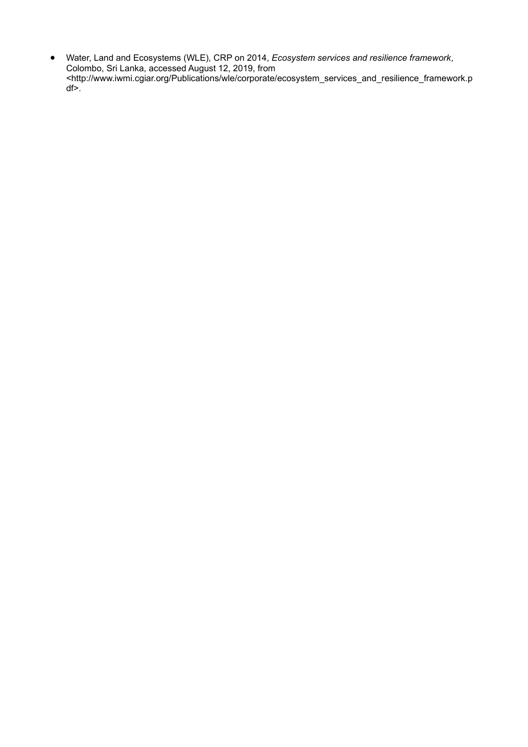- Water, Land and Ecosystems (WLE), CRP on 2014, *Ecosystem services and resilience framework*, Colombo, Sri Lanka, accessed August 12, 2019, from <http://www.iwmi.cgiar.org/Publications/wle/corporate/ecosystem_services_and_resilience_framework.pdf>.